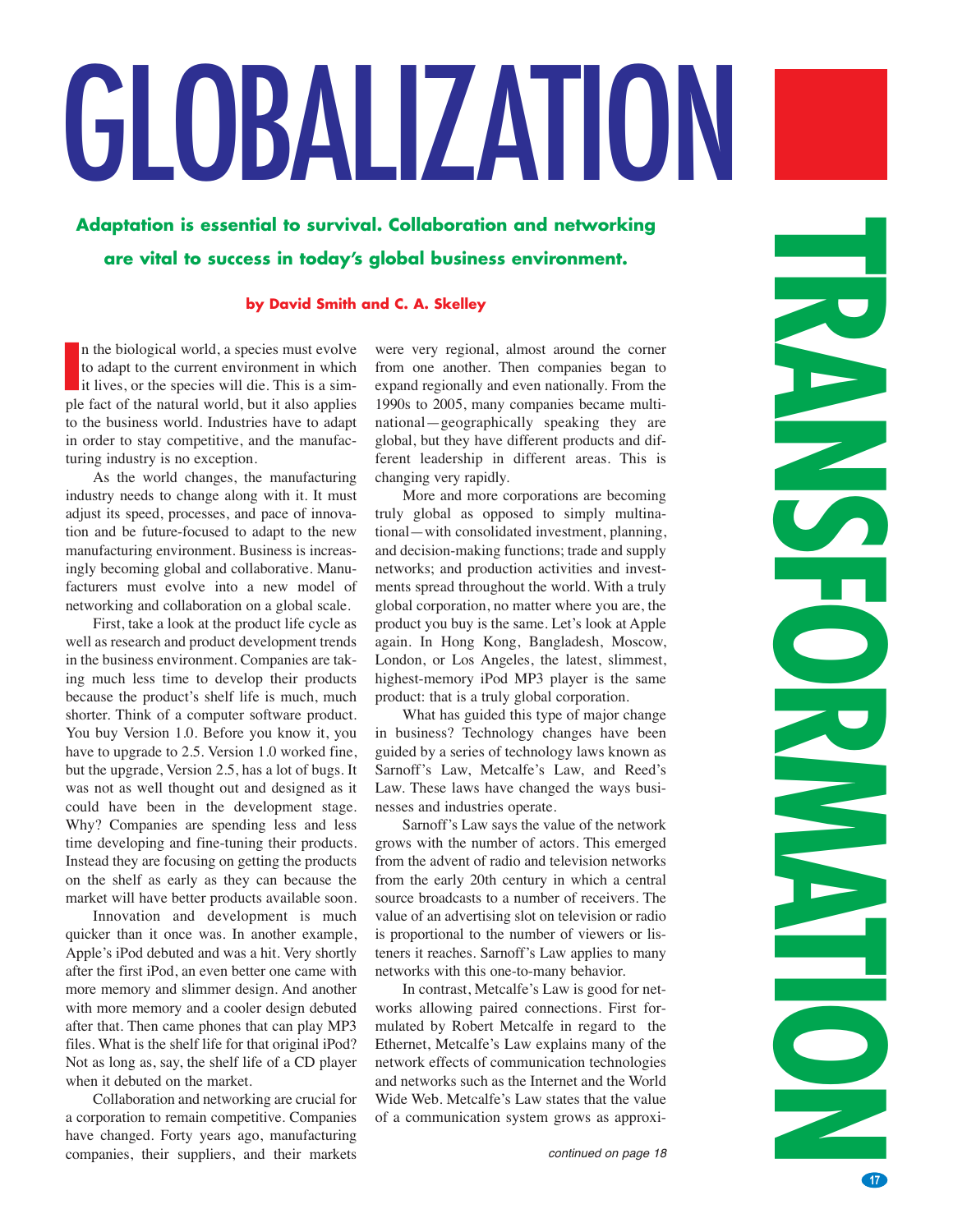# GLOBALIZATION TRANSFORMATION

**Adaptation is essential to survival. Collaboration and networking are vital to success in today's global business environment.**

**by David Smith and C. A. Skelley**

In the biological world, a species must evolve to adapt to the current environment in which it lives, or the species will die. This is a simple fact of the natural world, but it also applies to the business world. Industries have to adapt in order to stay competitive, and the manufacturing industry is no exception.

As the world changes, the manufacturing industry needs to change along with it. It must adjust its speed, processes, and pace of innovation and be future-focused to adapt to the new manufacturing environment. Business is increasingly becoming global and collaborative. Manufacturers must evolve into a new model of networking and collaboration on a global scale.

First, take a look at the product life cycle as well as research and product development trends in the business environment. Companies are taking much less time to develop their products because the product's shelf life is much, much shorter. Think of a computer software product. You buy Version 1.0. Before you know it, you have to upgrade to 2.5. Version 1.0 worked fine, but the upgrade, Version 2.5, has a lot of bugs. It was not as well thought out and designed as it could have been in the development stage. Why? Companies are spending less and less time developing and fine-tuning their products. Instead they are focusing on getting the products on the shelf as early as they can because the market will have better products available soon.

Innovation and development is much quicker than it once was. In another example, Apple's iPod debuted and was a hit. Very shortly after the first iPod, an even better one came with more memory and slimmer design. And another with more memory and a cooler design debuted after that. Then came phones that can play MP3 files. What is the shelf life for that original iPod? Not as long as, say, the shelf life of a CD player when it debuted on the market.

Collaboration and networking are crucial for a corporation to remain competitive. Companies have changed. Forty years ago, manufacturing companies, their suppliers, and their markets were very regional, almost around the corner from one another. Then companies began to expand regionally and even nationally. From the 1990s to 2005, many companies became multinational—geographically speaking they are global, but they have different products and different leadership in different areas. This is changing very rapidly.

More and more corporations are becoming truly global as opposed to simply multinational—with consolidated investment, planning, and decision-making functions; trade and supply networks; and production activities and investments spread throughout the world. With a truly global corporation, no matter where you are, the product you buy is the same. Let's look at Apple again. In Hong Kong, Bangladesh, Moscow, London, or Los Angeles, the latest, slimmest, highest-memory iPod MP3 player is the same product: that is a truly global corporation.

What has guided this type of major change in business? Technology changes have been guided by a series of technology laws known as Sarnoff's Law, Metcalfe's Law, and Reed's Law. These laws have changed the ways businesses and industries operate.

Sarnoff's Law says the value of the network grows with the number of actors. This emerged from the advent of radio and television networks from the early 20th century in which a central source broadcasts to a number of receivers. The value of an advertising slot on television or radio is proportional to the number of viewers or listeners it reaches. Sarnoff's Law applies to many networks with this one-to-many behavior.

In contrast, Metcalfe's Law is good for networks allowing paired connections. First formulated by Robert Metcalfe in regard to the Ethernet, Metcalfe's Law explains many of the network effects of communication technologies and networks such as the Internet and the World Wide Web. Metcalfe's Law states that the value of a communication system grows as approxi-

*continued on page 18*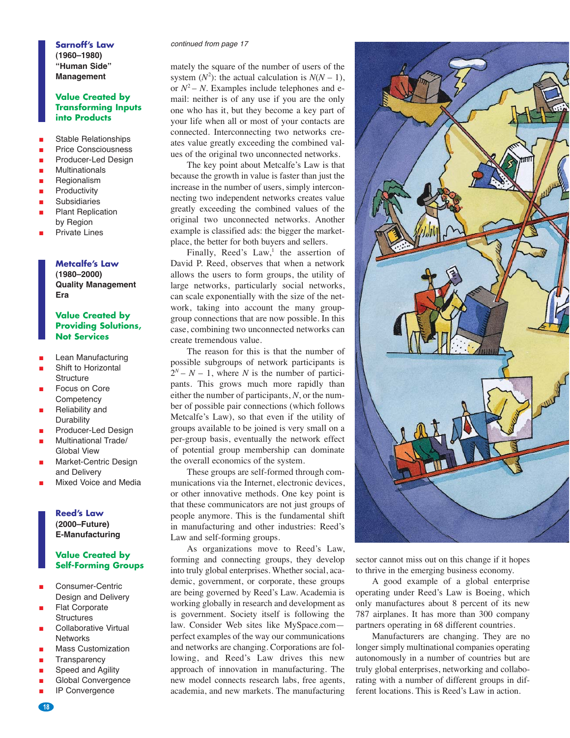### Sarnoff's Law
**(1960–1980)**
**"Human Side" Management**

#### Value Created by Transforming Inputs into Products

- Stable Relationships
- Price Consciousness
- Producer-Led Design
- Multinationals
- Regionalism
- Productivity
- Subsidiaries
- Plant Replication by Region
- Private Lines

### Metcalfe's Law
**(1980–2000)**
**Quality Management Era**

#### Value Created by Providing Solutions, Not Services

- Lean Manufacturing
- Shift to Horizontal Structure
- Focus on Core Competency
- Reliability and Durability
- Producer-Led Design
- Multinational Trade/ Global View
- Market-Centric Design and Delivery
- Mixed Voice and Media

### Reed's Law
**(2000–Future)**
**E-Manufacturing**

#### Value Created by Self-Forming Groups

- Consumer-Centric Design and Delivery
- Flat Corporate Structures
- Collaborative Virtual Networks
- Mass Customization
- Transparency
- Speed and Agility
- Global Convergence
- IP Convergence

*continued from page 17*

mately the square of the number of users of the system ($N^2$): the actual calculation is $N(N-1)$, or $N^2 - N$. Examples include telephones and e-mail: neither is of any use if you are the only one who has it, but they become a key part of your life when all or most of your contacts are connected. Interconnecting two networks creates value greatly exceeding the combined values of the original two unconnected networks.

The key point about Metcalfe's Law is that because the growth in value is faster than just the increase in the number of users, simply interconnecting two independent networks creates value greatly exceeding the combined values of the original two unconnected networks. Another example is classified ads: the bigger the marketplace, the better for both buyers and sellers.

Finally, Reed's Law,[1] the assertion of David P. Reed, observes that when a network allows the users to form groups, the utility of large networks, particularly social networks, can scale exponentially with the size of the network, taking into account the many group-group connections that are now possible. In this case, combining two unconnected networks can create tremendous value.

The reason for this is that the number of possible subgroups of network participants is $2^N - N - 1$, where $N$ is the number of participants. This grows much more rapidly than either the number of participants, $N$, or the number of possible pair connections (which follows Metcalfe's Law), so that even if the utility of groups available to be joined is very small on a per-group basis, eventually the network effect of potential group membership can dominate the overall economics of the system.

These groups are self-formed through communications via the Internet, electronic devices, or other innovative methods. One key point is that these communicators are not just groups of people anymore. This is the fundamental shift in manufacturing and other industries: Reed's Law and self-forming groups.

As organizations move to Reed's Law, forming and connecting groups, they develop into truly global enterprises. Whether social, academic, government, or corporate, these groups are being governed by Reed's Law. Academia is working globally in research and development as is government. Society itself is following the law. Consider Web sites like MySpace.com—perfect examples of the way our communications and networks are changing. Corporations are following, and Reed's Law drives this new approach of innovation in manufacturing. The new model connects research labs, free agents, academia, and new markets. The manufacturing sector cannot miss out on this change if it hopes to thrive in the emerging business economy.

A good example of a global enterprise operating under Reed's Law is Boeing, which only manufactures about 8 percent of its new 787 airplanes. It has more than 300 company partners operating in 68 different countries.

Manufacturers are changing. They are no longer simply multinational companies operating autonomously in a number of countries but are truly global enterprises, networking and collaborating with a number of different groups in different locations. This is Reed's Law in action.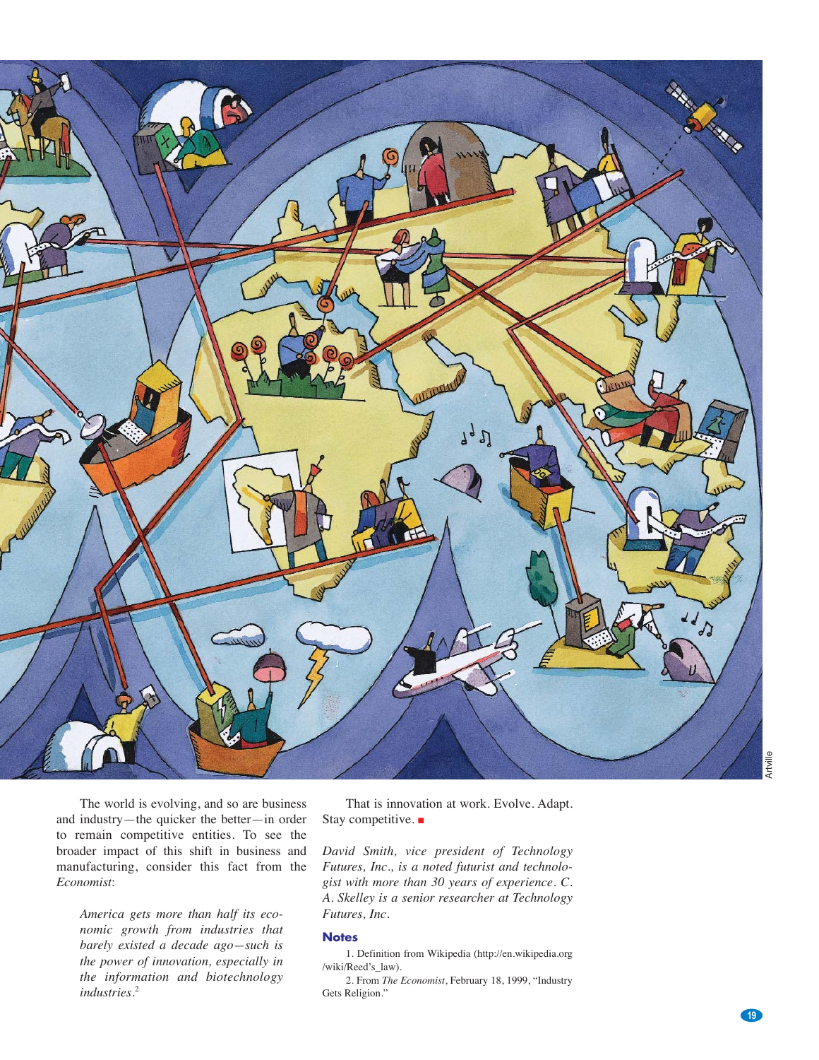The world is evolving, and so are business and industry—the quicker the better—in order to remain competitive entities. To see the broader impact of this shift in business and manufacturing, consider this fact from the *Economist*:

> *America gets more than half its economic growth from industries that barely existed a decade ago—such is the power of innovation, especially in the information and biotechnology industries.*[2]

That is innovation at work. Evolve. Adapt. Stay competitive. ■

*David Smith, vice president of Technology Futures, Inc., is a noted futurist and technologist with more than 30 years of experience. C. A. Skelley is a senior researcher at Technology Futures, Inc.*

## Notes

1. Definition from Wikipedia (http://en.wikipedia.org/wiki/Reed's_law).

2. From *The Economist*, February 18, 1999, "Industry Gets Religion."